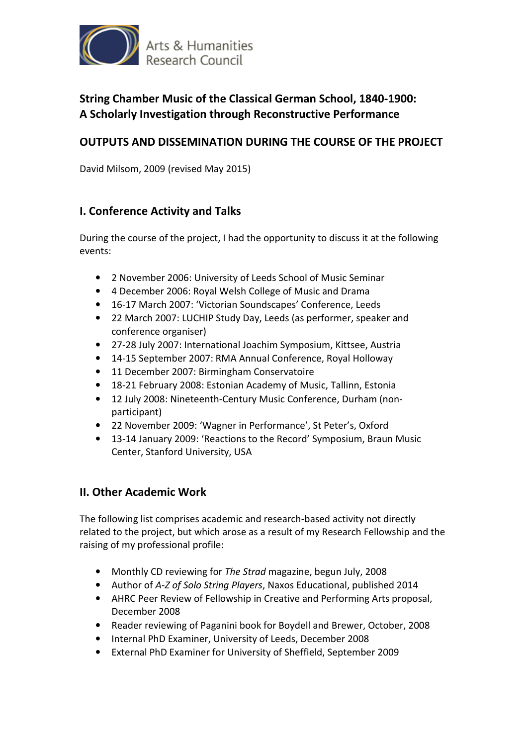Arts & Humanities Research Council

# String Chamber Music of the Classical German School, 1840-1900: A Scholarly Investigation through Reconstructive Performance

## OUTPUTS AND DISSEMINATION DURING THE COURSE OF THE PROJECT

David Milsom, 2009 (revised May 2015)

### I. Conference Activity and Talks

During the course of the project, I had the opportunity to discuss it at the following events:

- 2 November 2006: University of Leeds School of Music Seminar
- 4 December 2006: Royal Welsh College of Music and Drama
- 16-17 March 2007: 'Victorian Soundscapes' Conference, Leeds
- 22 March 2007: LUCHIP Study Day, Leeds (as performer, speaker and conference organiser)
- 27-28 July 2007: International Joachim Symposium, Kittsee, Austria
- 14-15 September 2007: RMA Annual Conference, Royal Holloway
- 11 December 2007: Birmingham Conservatoire
- 18-21 February 2008: Estonian Academy of Music, Tallinn, Estonia
- 12 July 2008: Nineteenth-Century Music Conference, Durham (non-participant)
- 22 November 2009: 'Wagner in Performance', St Peter's, Oxford
- 13-14 January 2009: 'Reactions to the Record' Symposium, Braun Music Center, Stanford University, USA

### II. Other Academic Work

The following list comprises academic and research-based activity not directly related to the project, but which arose as a result of my Research Fellowship and the raising of my professional profile:

- Monthly CD reviewing for *The Strad* magazine, begun July, 2008
- Author of *A-Z of Solo String Players*, Naxos Educational, published 2014
- AHRC Peer Review of Fellowship in Creative and Performing Arts proposal, December 2008
- Reader reviewing of Paganini book for Boydell and Brewer, October, 2008
- Internal PhD Examiner, University of Leeds, December 2008
- External PhD Examiner for University of Sheffield, September 2009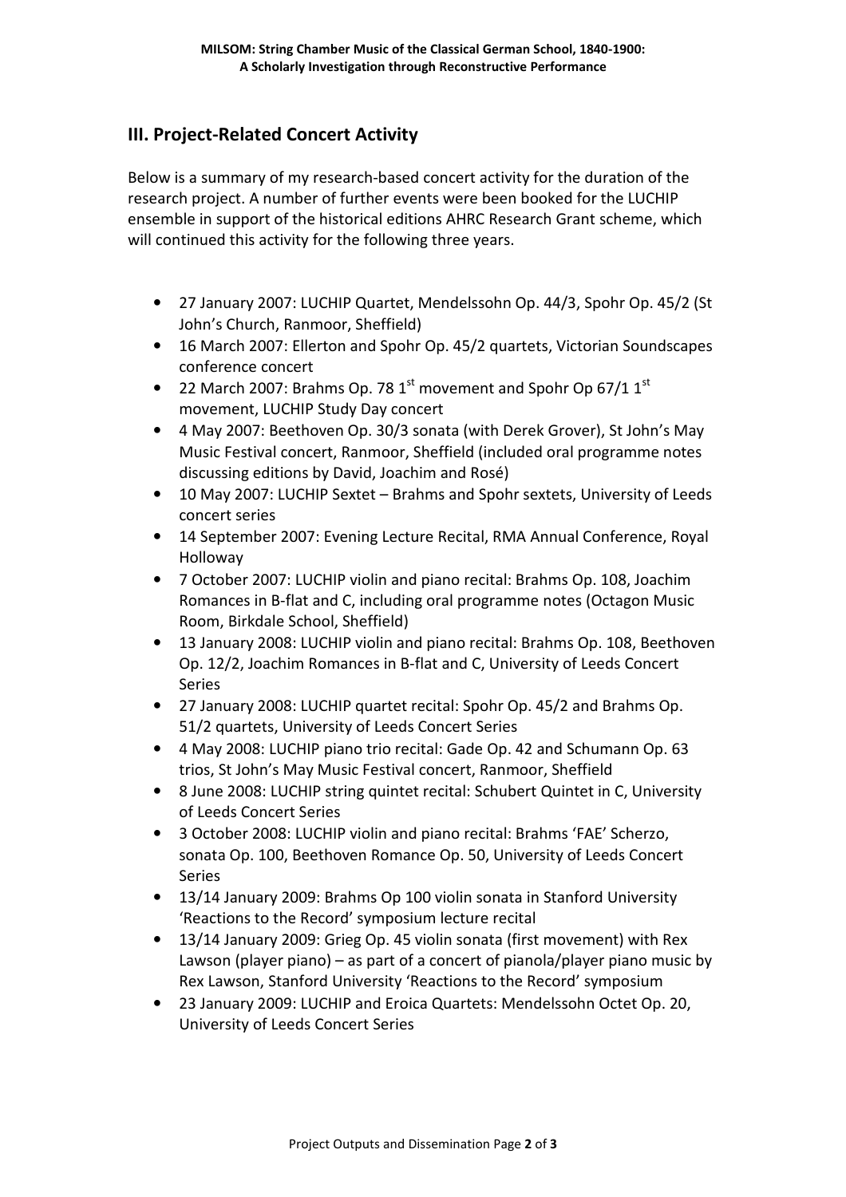## III. Project-Related Concert Activity

Below is a summary of my research-based concert activity for the duration of the research project. A number of further events were been booked for the LUCHIP ensemble in support of the historical editions AHRC Research Grant scheme, which will continued this activity for the following three years.

- 27 January 2007: LUCHIP Quartet, Mendelssohn Op. 44/3, Spohr Op. 45/2 (St John's Church, Ranmoor, Sheffield)
- 16 March 2007: Ellerton and Spohr Op. 45/2 quartets, Victorian Soundscapes conference concert
- 22 March 2007: Brahms Op. 78 1st movement and Spohr Op 67/1 1st movement, LUCHIP Study Day concert
- 4 May 2007: Beethoven Op. 30/3 sonata (with Derek Grover), St John's May Music Festival concert, Ranmoor, Sheffield (included oral programme notes discussing editions by David, Joachim and Rosé)
- 10 May 2007: LUCHIP Sextet – Brahms and Spohr sextets, University of Leeds concert series
- 14 September 2007: Evening Lecture Recital, RMA Annual Conference, Royal Holloway
- 7 October 2007: LUCHIP violin and piano recital: Brahms Op. 108, Joachim Romances in B-flat and C, including oral programme notes (Octagon Music Room, Birkdale School, Sheffield)
- 13 January 2008: LUCHIP violin and piano recital: Brahms Op. 108, Beethoven Op. 12/2, Joachim Romances in B-flat and C, University of Leeds Concert Series
- 27 January 2008: LUCHIP quartet recital: Spohr Op. 45/2 and Brahms Op. 51/2 quartets, University of Leeds Concert Series
- 4 May 2008: LUCHIP piano trio recital: Gade Op. 42 and Schumann Op. 63 trios, St John's May Music Festival concert, Ranmoor, Sheffield
- 8 June 2008: LUCHIP string quintet recital: Schubert Quintet in C, University of Leeds Concert Series
- 3 October 2008: LUCHIP violin and piano recital: Brahms 'FAE' Scherzo, sonata Op. 100, Beethoven Romance Op. 50, University of Leeds Concert Series
- 13/14 January 2009: Brahms Op 100 violin sonata in Stanford University 'Reactions to the Record' symposium lecture recital
- 13/14 January 2009: Grieg Op. 45 violin sonata (first movement) with Rex Lawson (player piano) – as part of a concert of pianola/player piano music by Rex Lawson, Stanford University 'Reactions to the Record' symposium
- 23 January 2009: LUCHIP and Eroica Quartets: Mendelssohn Octet Op. 20, University of Leeds Concert Series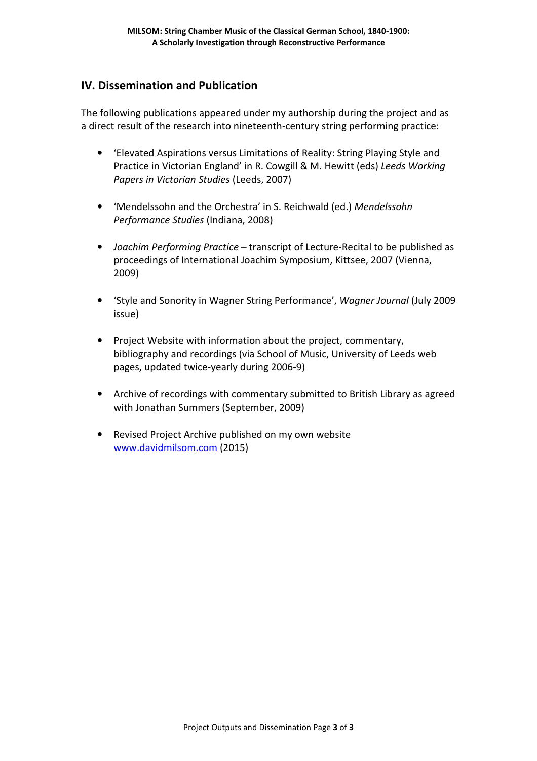## IV. Dissemination and Publication

The following publications appeared under my authorship during the project and as a direct result of the research into nineteenth-century string performing practice:

- 'Elevated Aspirations versus Limitations of Reality: String Playing Style and Practice in Victorian England' in R. Cowgill & M. Hewitt (eds) *Leeds Working Papers in Victorian Studies* (Leeds, 2007)

- 'Mendelssohn and the Orchestra' in S. Reichwald (ed.) *Mendelssohn Performance Studies* (Indiana, 2008)

- *Joachim Performing Practice* – transcript of Lecture-Recital to be published as proceedings of International Joachim Symposium, Kittsee, 2007 (Vienna, 2009)

- 'Style and Sonority in Wagner String Performance', *Wagner Journal* (July 2009 issue)

- Project Website with information about the project, commentary, bibliography and recordings (via School of Music, University of Leeds web pages, updated twice-yearly during 2006-9)

- Archive of recordings with commentary submitted to British Library as agreed with Jonathan Summers (September, 2009)

- Revised Project Archive published on my own website [www.davidmilsom.com](http://www.davidmilsom.com) (2015)